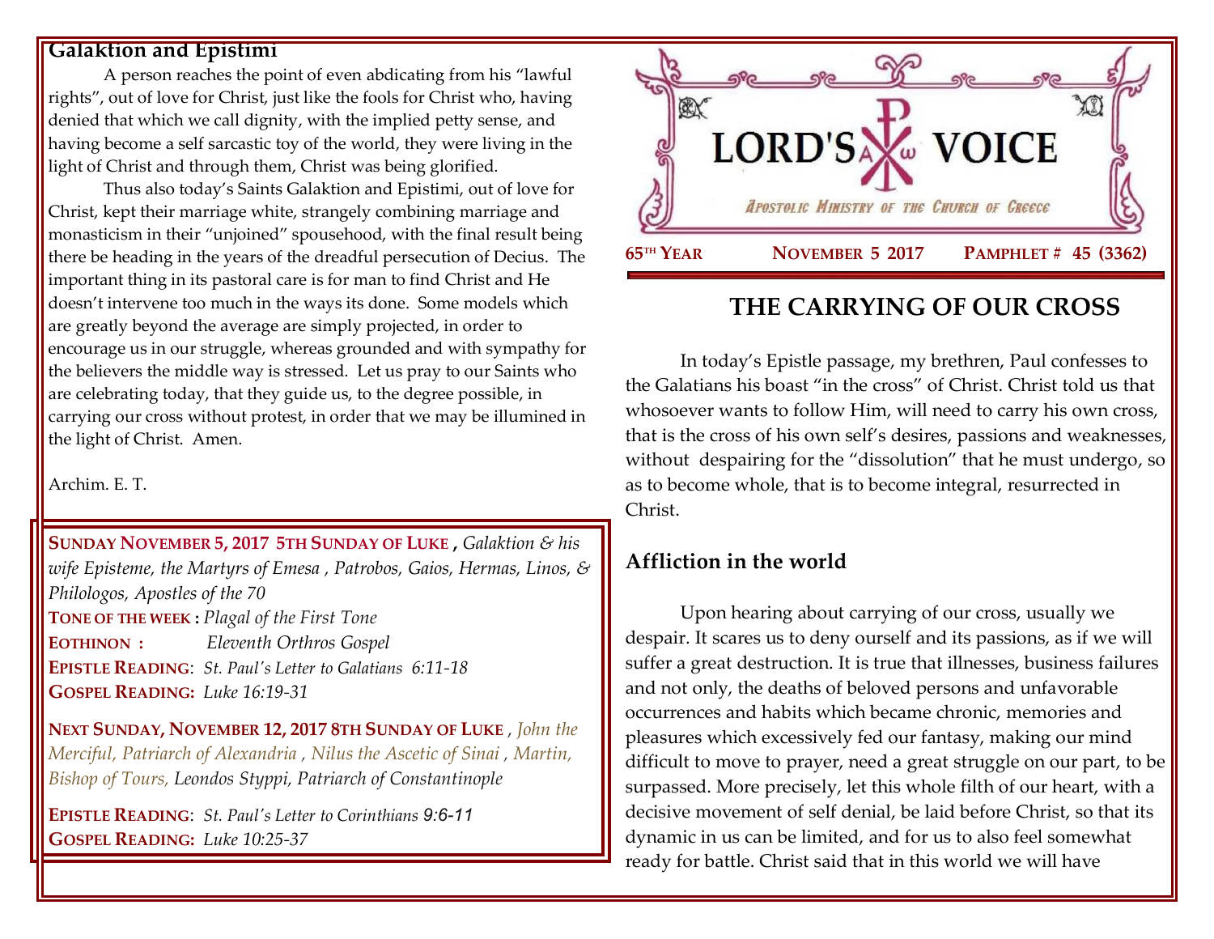# LORD'S VOICE

*Apostolic Ministry of the Church of Greece*

**65TH YEAR** **NOVEMBER 5 2017** **PAMPHLET # 45 (3362)**

## THE CARRYING OF OUR CROSS

In today's Epistle passage, my brethren, Paul confesses to the Galatians his boast "in the cross" of Christ. Christ told us that whosoever wants to follow Him, will need to carry his own cross, that is the cross of his own self's desires, passions and weaknesses, without despairing for the "dissolution" that he must undergo, so as to become whole, that is to become integral, resurrected in Christ.

### Affliction in the world

Upon hearing about carrying of our cross, usually we despair. It scares us to deny ourself and its passions, as if we will suffer a great destruction. It is true that illnesses, business failures and not only, the deaths of beloved persons and unfavorable occurrences and habits which became chronic, memories and pleasures which excessively fed our fantasy, making our mind difficult to move to prayer, need a great struggle on our part, to be surpassed. More precisely, let this whole filth of our heart, with a decisive movement of self denial, be laid before Christ, so that its dynamic in us can be limited, and for us to also feel somewhat ready for battle. Christ said that in this world we will have

### Galaktion and Epistimi

A person reaches the point of even abdicating from his "lawful rights", out of love for Christ, just like the fools for Christ who, having denied that which we call dignity, with the implied petty sense, and having become a self sarcastic toy of the world, they were living in the light of Christ and through them, Christ was being glorified.

Thus also today's Saints Galaktion and Epistimi, out of love for Christ, kept their marriage white, strangely combining marriage and monasticism in their "unjoined" spousehood, with the final result being there be heading in the years of the dreadful persecution of Decius. The important thing in its pastoral care is for man to find Christ and He doesn't intervene too much in the ways its done. Some models which are greatly beyond the average are simply projected, in order to encourage us in our struggle, whereas grounded and with sympathy for the believers the middle way is stressed. Let us pray to our Saints who are celebrating today, that they guide us, to the degree possible, in carrying our cross without protest, in order that we may be illumined in the light of Christ. Amen.

Archim. E. T.

**SUNDAY NOVEMBER 5, 2017 5TH SUNDAY OF LUKE ,** *Galaktion & his wife Episteme, the Martyrs of Emesa , Patrobos, Gaios, Hermas, Linos, & Philologos, Apostles of the 70*

**TONE OF THE WEEK :** *Plagal of the First Tone*

**EOTHINON :** *Eleventh Orthros Gospel*

**EPISTLE READING**: *St. Paul's Letter to Galatians 6:11-18*

**GOSPEL READING:** *Luke 16:19-31*

**NEXT SUNDAY, NOVEMBER 12, 2017 8TH SUNDAY OF LUKE** , *John the Merciful, Patriarch of Alexandria , Nilus the Ascetic of Sinai , Martin, Bishop of Tours, Leondos Styppi, Patriarch of Constantinople*

**EPISTLE READING**: *St. Paul's Letter to Corinthians 9:6-11*

**GOSPEL READING:** *Luke 10:25-37*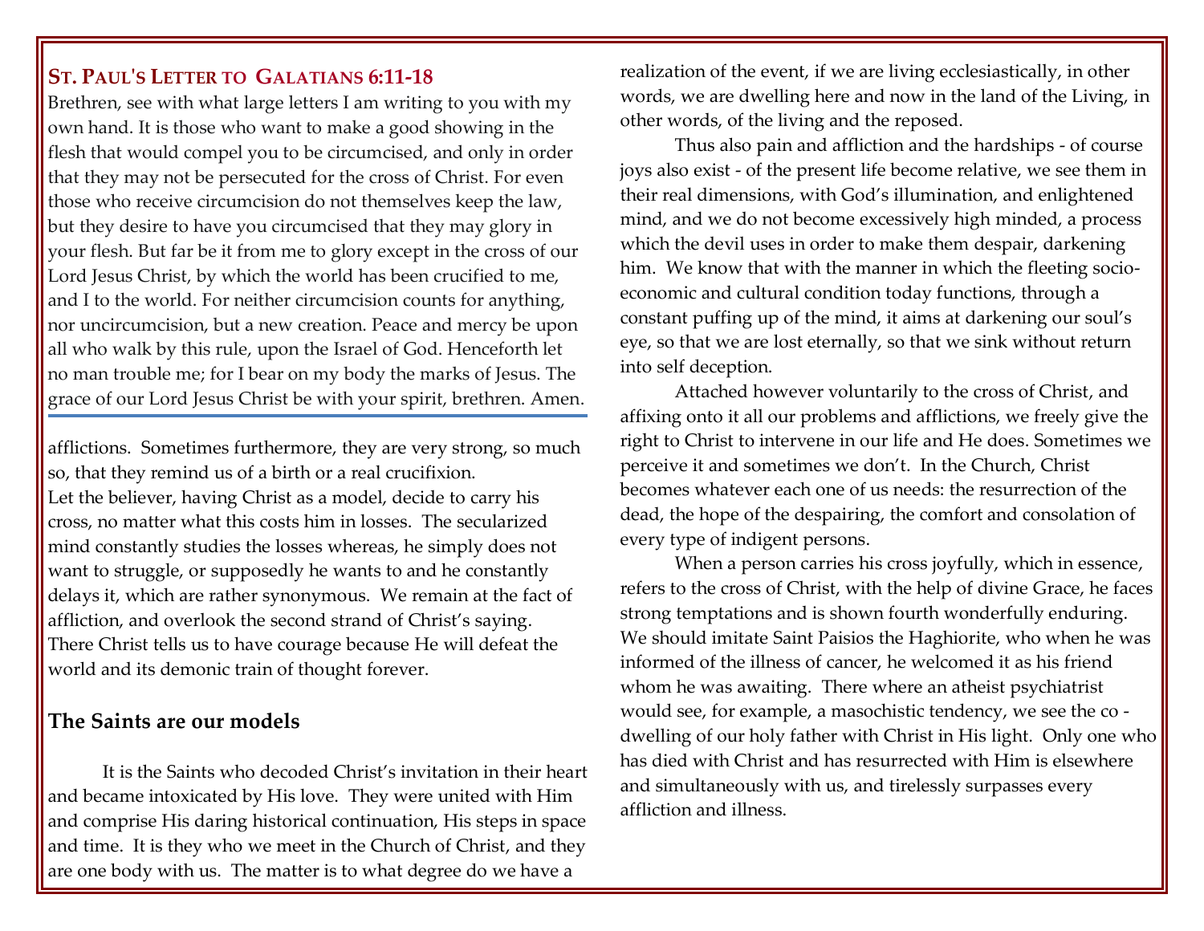## St. Paul's Letter to Galatians 6:11-18

Brethren, see with what large letters I am writing to you with my own hand. It is those who want to make a good showing in the flesh that would compel you to be circumcised, and only in order that they may not be persecuted for the cross of Christ. For even those who receive circumcision do not themselves keep the law, but they desire to have you circumcised that they may glory in your flesh. But far be it from me to glory except in the cross of our Lord Jesus Christ, by which the world has been crucified to me, and I to the world. For neither circumcision counts for anything, nor uncircumcision, but a new creation. Peace and mercy be upon all who walk by this rule, upon the Israel of God. Henceforth let no man trouble me; for I bear on my body the marks of Jesus. The grace of our Lord Jesus Christ be with your spirit, brethren. Amen.

---

afflictions. Sometimes furthermore, they are very strong, so much so, that they remind us of a birth or a real crucifixion. Let the believer, having Christ as a model, decide to carry his cross, no matter what this costs him in losses. The secularized mind constantly studies the losses whereas, he simply does not want to struggle, or supposedly he wants to and he constantly delays it, which are rather synonymous. We remain at the fact of affliction, and overlook the second strand of Christ's saying. There Christ tells us to have courage because He will defeat the world and its demonic train of thought forever.

### The Saints are our models

It is the Saints who decoded Christ's invitation in their heart and became intoxicated by His love. They were united with Him and comprise His daring historical continuation, His steps in space and time. It is they who we meet in the Church of Christ, and they are one body with us. The matter is to what degree do we have a realization of the event, if we are living ecclesiastically, in other words, we are dwelling here and now in the land of the Living, in other words, of the living and the reposed.

Thus also pain and affliction and the hardships - of course joys also exist - of the present life become relative, we see them in their real dimensions, with God's illumination, and enlightened mind, and we do not become excessively high minded, a process which the devil uses in order to make them despair, darkening him. We know that with the manner in which the fleeting socio-economic and cultural condition today functions, through a constant puffing up of the mind, it aims at darkening our soul's eye, so that we are lost eternally, so that we sink without return into self deception.

Attached however voluntarily to the cross of Christ, and affixing onto it all our problems and afflictions, we freely give the right to Christ to intervene in our life and He does. Sometimes we perceive it and sometimes we don't. In the Church, Christ becomes whatever each one of us needs: the resurrection of the dead, the hope of the despairing, the comfort and consolation of every type of indigent persons.

When a person carries his cross joyfully, which in essence, refers to the cross of Christ, with the help of divine Grace, he faces strong temptations and is shown fourth wonderfully enduring. We should imitate Saint Paisios the Haghiorite, who when he was informed of the illness of cancer, he welcomed it as his friend whom he was awaiting. There where an atheist psychiatrist would see, for example, a masochistic tendency, we see the co - dwelling of our holy father with Christ in His light. Only one who has died with Christ and has resurrected with Him is elsewhere and simultaneously with us, and tirelessly surpasses every affliction and illness.